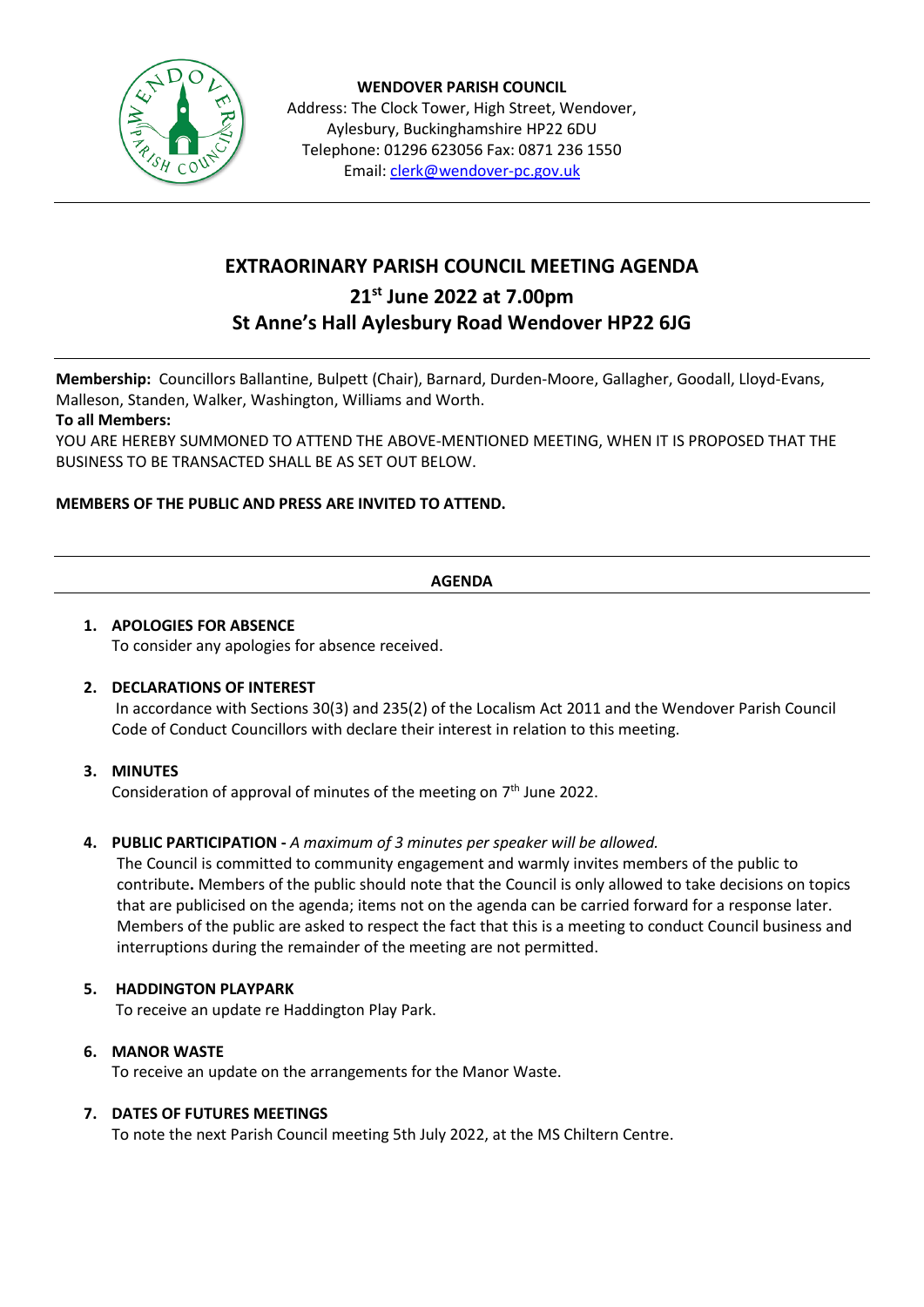**WENDOVER PARISH COUNCIL**
Address: The Clock Tower, High Street, Wendover,
Aylesbury, Buckinghamshire HP22 6DU
Telephone: 01296 623056 Fax: 0871 236 1550
Email: clerk@wendover-pc.gov.uk

# EXTRAORINARY PARISH COUNCIL MEETING AGENDA

## 21st June 2022 at 7.00pm

## St Anne's Hall Aylesbury Road Wendover HP22 6JG

**Membership:** Councillors Ballantine, Bulpett (Chair), Barnard, Durden-Moore, Gallagher, Goodall, Lloyd-Evans, Malleson, Standen, Walker, Washington, Williams and Worth.

**To all Members:**

YOU ARE HEREBY SUMMONED TO ATTEND THE ABOVE-MENTIONED MEETING, WHEN IT IS PROPOSED THAT THE BUSINESS TO BE TRANSACTED SHALL BE AS SET OUT BELOW.

**MEMBERS OF THE PUBLIC AND PRESS ARE INVITED TO ATTEND.**

---

**AGENDA**

---

1. **APOLOGIES FOR ABSENCE**
   To consider any apologies for absence received.

2. **DECLARATIONS OF INTEREST**
   In accordance with Sections 30(3) and 235(2) of the Localism Act 2011 and the Wendover Parish Council Code of Conduct Councillors with declare their interest in relation to this meeting.

3. **MINUTES**
   Consideration of approval of minutes of the meeting on 7th June 2022.

4. **PUBLIC PARTICIPATION -** *A maximum of 3 minutes per speaker will be allowed.*
   The Council is committed to community engagement and warmly invites members of the public to contribute**.** Members of the public should note that the Council is only allowed to take decisions on topics that are publicised on the agenda; items not on the agenda can be carried forward for a response later. Members of the public are asked to respect the fact that this is a meeting to conduct Council business and interruptions during the remainder of the meeting are not permitted.

5. **HADDINGTON PLAYPARK**
   To receive an update re Haddington Play Park.

6. **MANOR WASTE**
   To receive an update on the arrangements for the Manor Waste.

7. **DATES OF FUTURES MEETINGS**
   To note the next Parish Council meeting 5th July 2022, at the MS Chiltern Centre.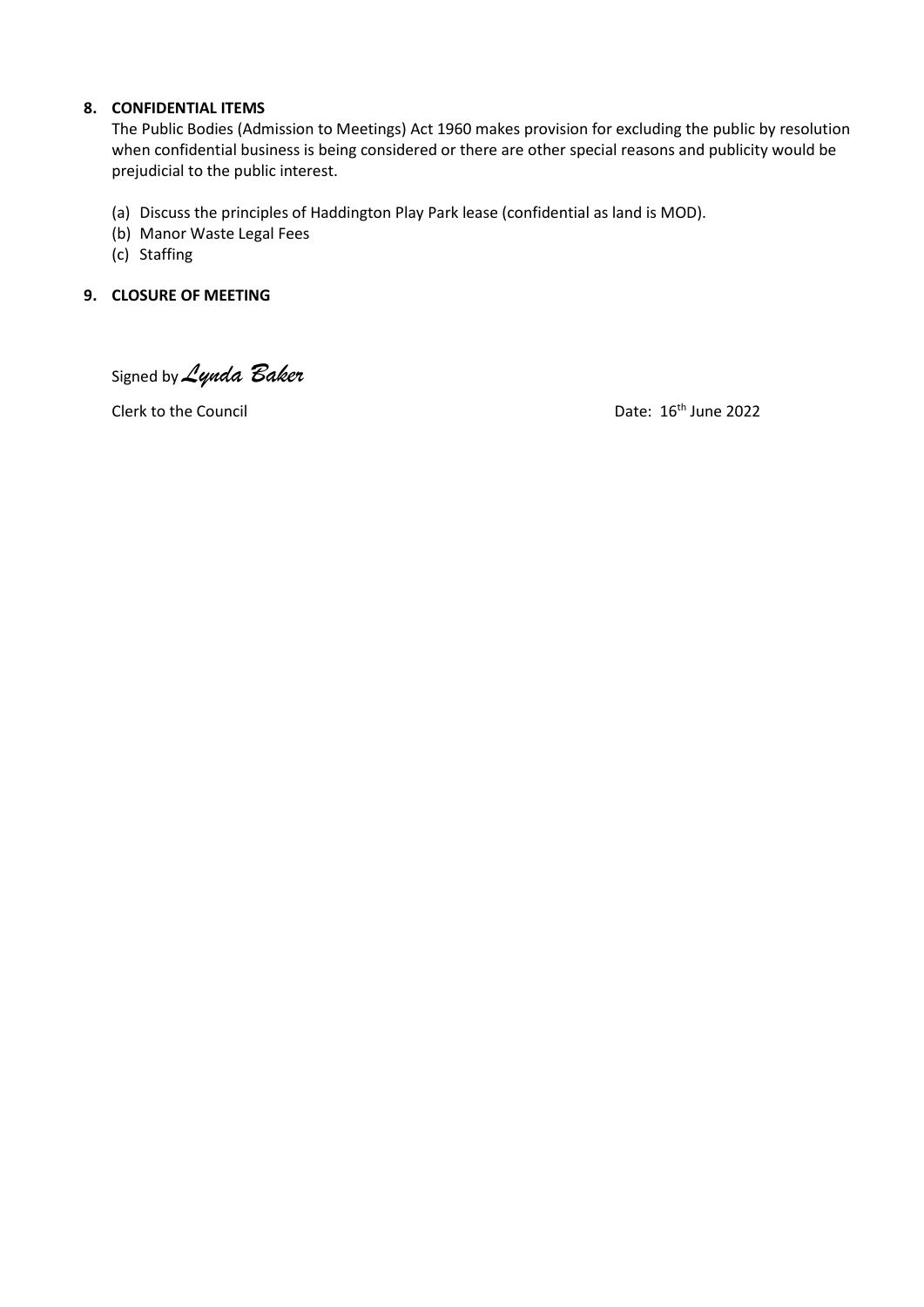## 8. CONFIDENTIAL ITEMS

The Public Bodies (Admission to Meetings) Act 1960 makes provision for excluding the public by resolution when confidential business is being considered or there are other special reasons and publicity would be prejudicial to the public interest.

(a) Discuss the principles of Haddington Play Park lease (confidential as land is MOD).
(b) Manor Waste Legal Fees
(c) Staffing

## 9. CLOSURE OF MEETING

Signed by *Lynda Baker*

Clerk to the Council

Date: 16th June 2022